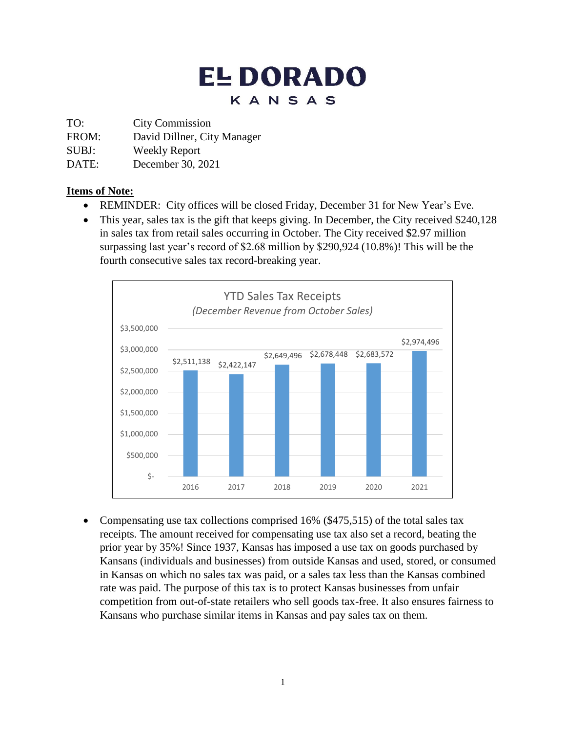# EL DORADO
## KANSAS

TO: City Commission
FROM: David Dillner, City Manager
SUBJ: Weekly Report
DATE: December 30, 2021

**Items of Note:**

- REMINDER: City offices will be closed Friday, December 31 for New Year's Eve.
- This year, sales tax is the gift that keeps giving. In December, the City received $240,128 in sales tax from retail sales occurring in October. The City received $2.97 million surpassing last year's record of $2.68 million by $290,924 (10.8%)! This will be the fourth consecutive sales tax record-breaking year.

**YTD Sales Tax Receipts**
*(December Revenue from October Sales)*

| Year | YTD Sales Tax Receipts |
|---|---|
| 2016 | $2,511,138 |
| 2017 | $2,422,147 |
| 2018 | $2,649,496 |
| 2019 | $2,678,448 |
| 2020 | $2,683,572 |
| 2021 | $2,974,496 |

- Compensating use tax collections comprised 16% ($475,515) of the total sales tax receipts. The amount received for compensating use tax also set a record, beating the prior year by 35%! Since 1937, Kansas has imposed a use tax on goods purchased by Kansans (individuals and businesses) from outside Kansas and used, stored, or consumed in Kansas on which no sales tax was paid, or a sales tax less than the Kansas combined rate was paid. The purpose of this tax is to protect Kansas businesses from unfair competition from out-of-state retailers who sell goods tax-free. It also ensures fairness to Kansans who purchase similar items in Kansas and pay sales tax on them.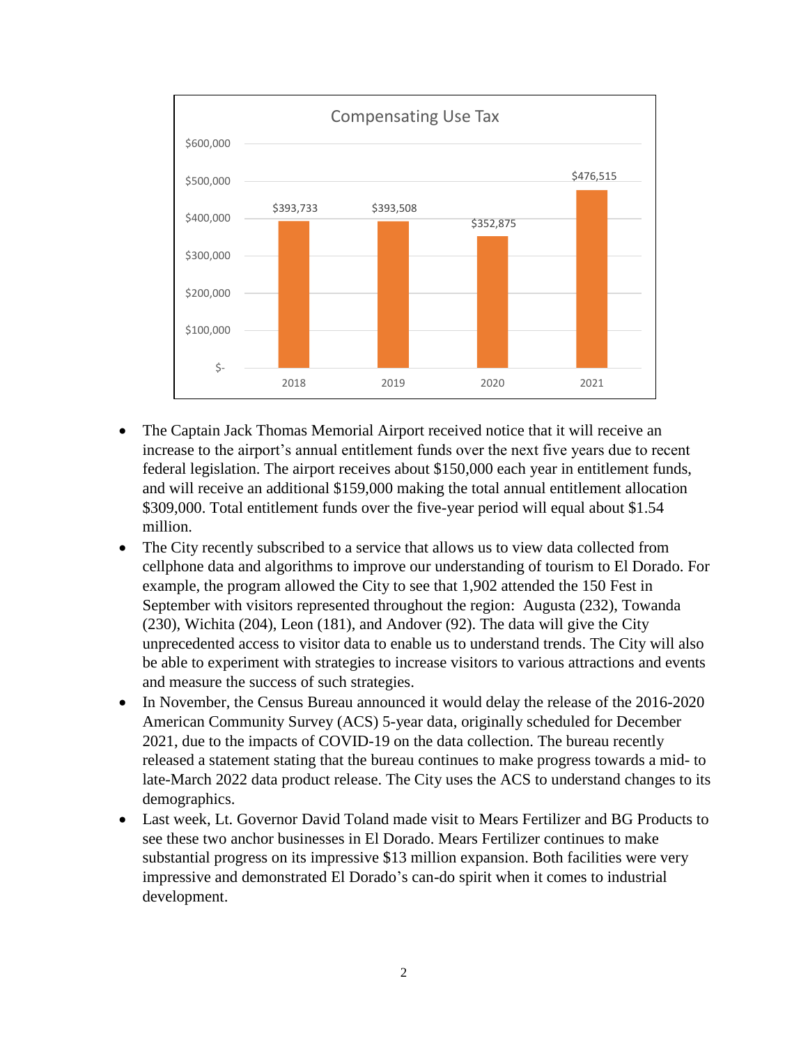**Compensating Use Tax**

| Year | Amount |
| --- | --- |
| 2018 | $393,733 |
| 2019 | $393,508 |
| 2020 | $352,875 |
| 2021 | $476,515 |

- The Captain Jack Thomas Memorial Airport received notice that it will receive an increase to the airport's annual entitlement funds over the next five years due to recent federal legislation. The airport receives about $150,000 each year in entitlement funds, and will receive an additional $159,000 making the total annual entitlement allocation $309,000. Total entitlement funds over the five-year period will equal about $1.54 million.
- The City recently subscribed to a service that allows us to view data collected from cellphone data and algorithms to improve our understanding of tourism to El Dorado. For example, the program allowed the City to see that 1,902 attended the 150 Fest in September with visitors represented throughout the region: Augusta (232), Towanda (230), Wichita (204), Leon (181), and Andover (92). The data will give the City unprecedented access to visitor data to enable us to understand trends. The City will also be able to experiment with strategies to increase visitors to various attractions and events and measure the success of such strategies.
- In November, the Census Bureau announced it would delay the release of the 2016-2020 American Community Survey (ACS) 5-year data, originally scheduled for December 2021, due to the impacts of COVID-19 on the data collection. The bureau recently released a statement stating that the bureau continues to make progress towards a mid- to late-March 2022 data product release. The City uses the ACS to understand changes to its demographics.
- Last week, Lt. Governor David Toland made visit to Mears Fertilizer and BG Products to see these two anchor businesses in El Dorado. Mears Fertilizer continues to make substantial progress on its impressive $13 million expansion. Both facilities were very impressive and demonstrated El Dorado's can-do spirit when it comes to industrial development.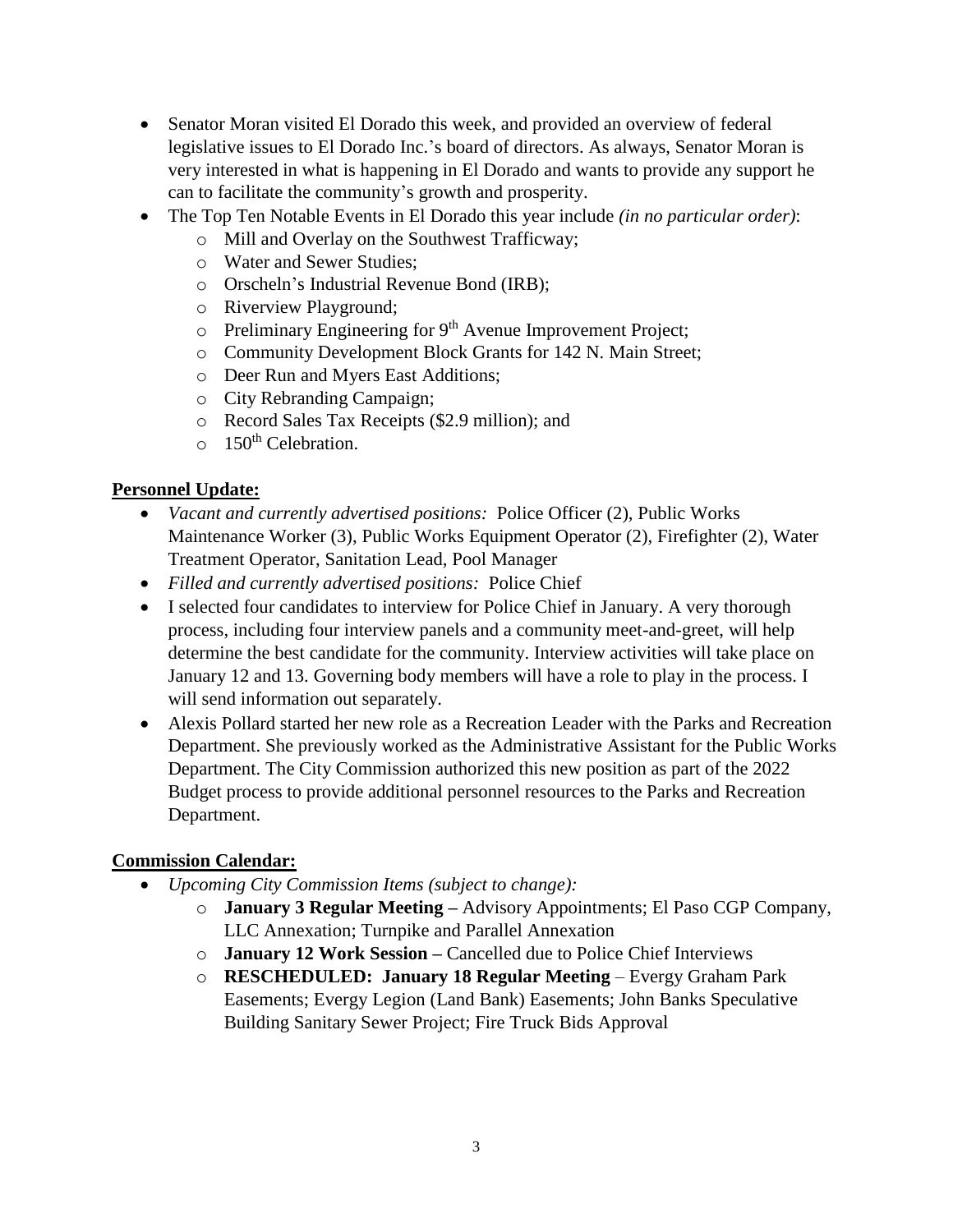- Senator Moran visited El Dorado this week, and provided an overview of federal legislative issues to El Dorado Inc.'s board of directors. As always, Senator Moran is very interested in what is happening in El Dorado and wants to provide any support he can to facilitate the community's growth and prosperity.
- The Top Ten Notable Events in El Dorado this year include *(in no particular order)*:
    - Mill and Overlay on the Southwest Trafficway;
    - Water and Sewer Studies;
    - Orscheln's Industrial Revenue Bond (IRB);
    - Riverview Playground;
    - Preliminary Engineering for 9th Avenue Improvement Project;
    - Community Development Block Grants for 142 N. Main Street;
    - Deer Run and Myers East Additions;
    - City Rebranding Campaign;
    - Record Sales Tax Receipts ($2.9 million); and
    - 150th Celebration.

**Personnel Update:**

- *Vacant and currently advertised positions:* Police Officer (2), Public Works Maintenance Worker (3), Public Works Equipment Operator (2), Firefighter (2), Water Treatment Operator, Sanitation Lead, Pool Manager
- *Filled and currently advertised positions:* Police Chief
- I selected four candidates to interview for Police Chief in January. A very thorough process, including four interview panels and a community meet-and-greet, will help determine the best candidate for the community. Interview activities will take place on January 12 and 13. Governing body members will have a role to play in the process. I will send information out separately.
- Alexis Pollard started her new role as a Recreation Leader with the Parks and Recreation Department. She previously worked as the Administrative Assistant for the Public Works Department. The City Commission authorized this new position as part of the 2022 Budget process to provide additional personnel resources to the Parks and Recreation Department.

**Commission Calendar:**

- *Upcoming City Commission Items (subject to change):*
    - **January 3 Regular Meeting –** Advisory Appointments; El Paso CGP Company, LLC Annexation; Turnpike and Parallel Annexation
    - **January 12 Work Session –** Cancelled due to Police Chief Interviews
    - **RESCHEDULED: January 18 Regular Meeting** – Evergy Graham Park Easements; Evergy Legion (Land Bank) Easements; John Banks Speculative Building Sanitary Sewer Project; Fire Truck Bids Approval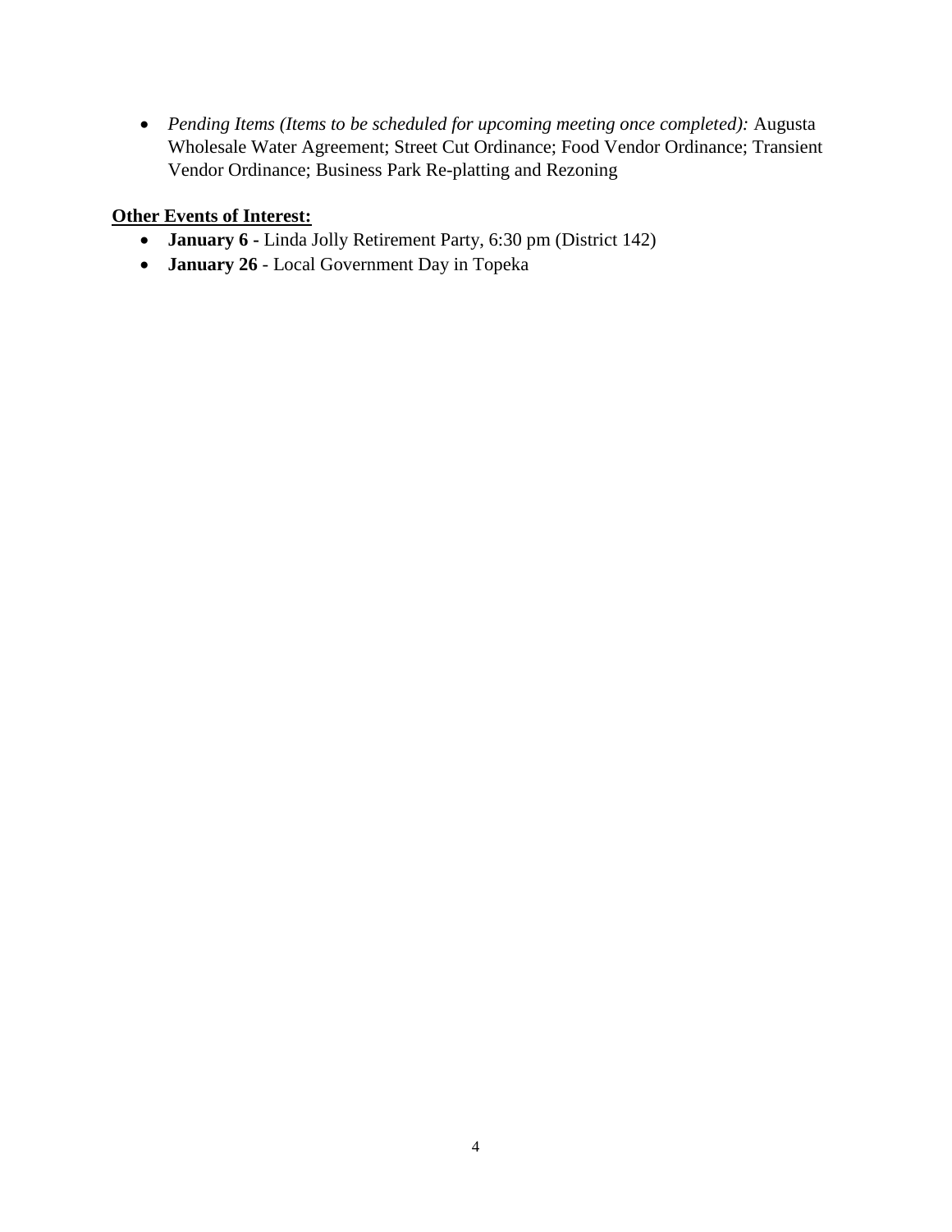- *Pending Items (Items to be scheduled for upcoming meeting once completed):* Augusta Wholesale Water Agreement; Street Cut Ordinance; Food Vendor Ordinance; Transient Vendor Ordinance; Business Park Re-platting and Rezoning

**Other Events of Interest:**

- **January 6 -** Linda Jolly Retirement Party, 6:30 pm (District 142)
- **January 26** - Local Government Day in Topeka